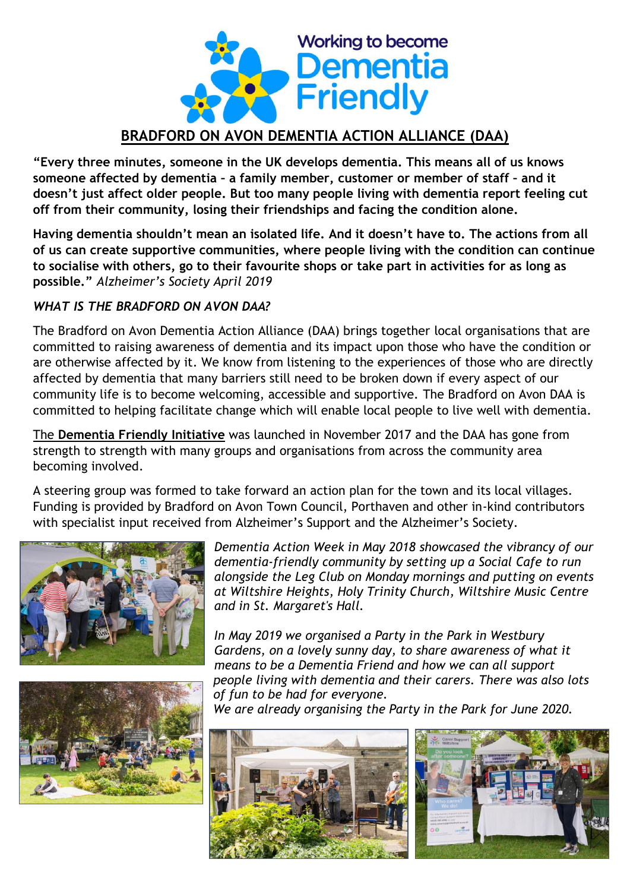Working to become **Dementia Friendly**

# BRADFORD ON AVON DEMENTIA ACTION ALLIANCE (DAA)

**"Every three minutes, someone in the UK develops dementia. This means all of us knows someone affected by dementia – a family member, customer or member of staff – and it doesn't just affect older people. But too many people living with dementia report feeling cut off from their community, losing their friendships and facing the condition alone.**

**Having dementia shouldn't mean an isolated life. And it doesn't have to. The actions from all of us can create supportive communities, where people living with the condition can continue to socialise with others, go to their favourite shops or take part in activities for as long as possible."** *Alzheimer's Society April 2019*

*WHAT IS THE BRADFORD ON AVON DAA?*

The Bradford on Avon Dementia Action Alliance (DAA) brings together local organisations that are committed to raising awareness of dementia and its impact upon those who have the condition or are otherwise affected by it. We know from listening to the experiences of those who are directly affected by dementia that many barriers still need to be broken down if every aspect of our community life is to become welcoming, accessible and supportive. The Bradford on Avon DAA is committed to helping facilitate change which will enable local people to live well with dementia.

The **Dementia Friendly Initiative** was launched in November 2017 and the DAA has gone from strength to strength with many groups and organisations from across the community area becoming involved.

A steering group was formed to take forward an action plan for the town and its local villages. Funding is provided by Bradford on Avon Town Council, Porthaven and other in-kind contributors with specialist input received from Alzheimer's Support and the Alzheimer's Society.

*Dementia Action Week in May 2018 showcased the vibrancy of our dementia-friendly community by setting up a Social Cafe to run alongside the Leg Club on Monday mornings and putting on events at Wiltshire Heights, Holy Trinity Church, Wiltshire Music Centre and in St. Margaret's Hall.*

*In May 2019 we organised a Party in the Park in Westbury Gardens, on a lovely sunny day, to share awareness of what it means to be a Dementia Friend and how we can all support people living with dementia and their carers. There was also lots of fun to be had for everyone.*

*We are already organising the Party in the Park for June 2020.*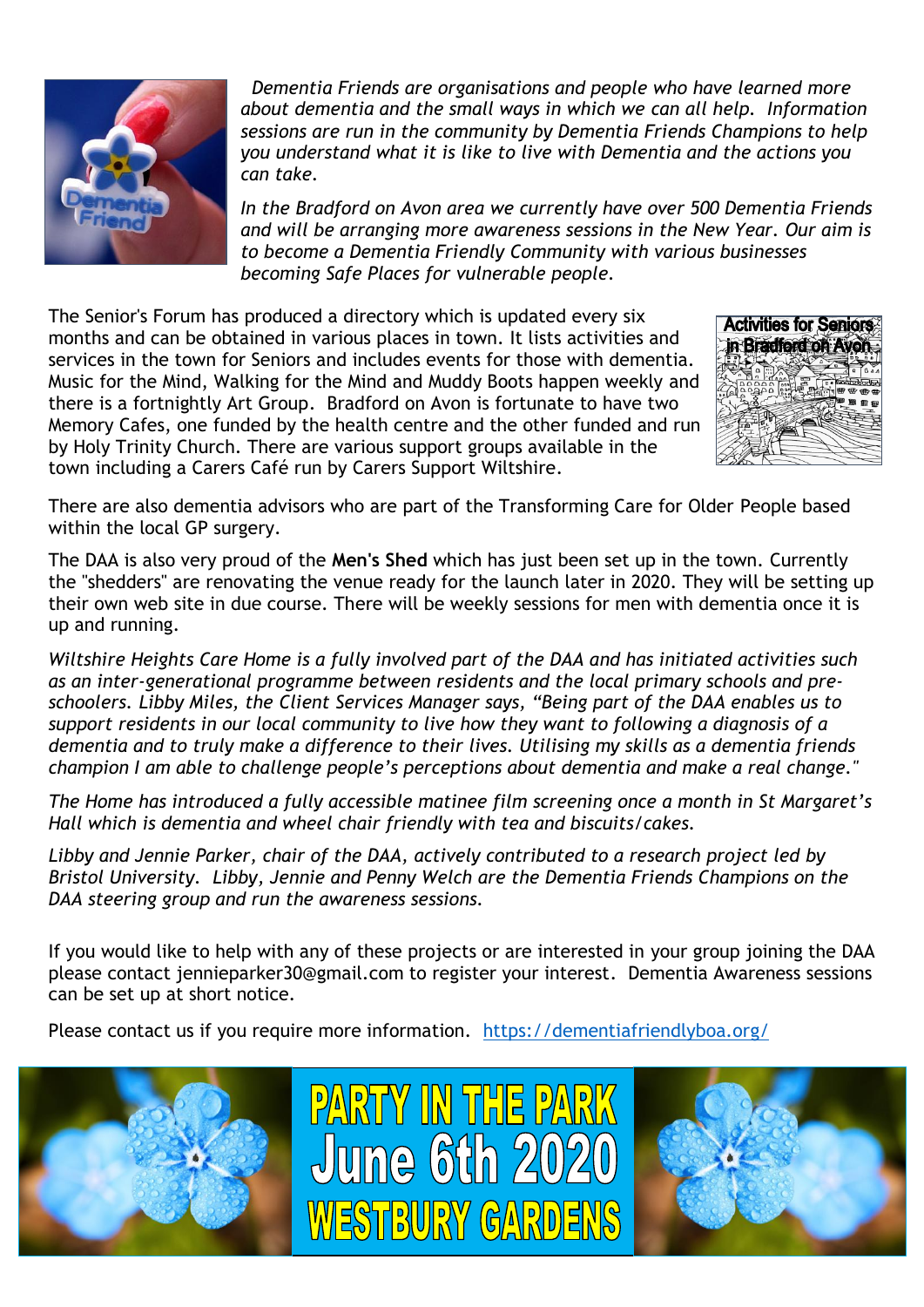*Dementia Friends are organisations and people who have learned more about dementia and the small ways in which we can all help. Information sessions are run in the community by Dementia Friends Champions to help you understand what it is like to live with Dementia and the actions you can take.*

*In the Bradford on Avon area we currently have over 500 Dementia Friends and will be arranging more awareness sessions in the New Year. Our aim is to become a Dementia Friendly Community with various businesses becoming Safe Places for vulnerable people.*

The Senior's Forum has produced a directory which is updated every six months and can be obtained in various places in town. It lists activities and services in the town for Seniors and includes events for those with dementia. Music for the Mind, Walking for the Mind and Muddy Boots happen weekly and there is a fortnightly Art Group. Bradford on Avon is fortunate to have two Memory Cafes, one funded by the health centre and the other funded and run by Holy Trinity Church. There are various support groups available in the town including a Carers Café run by Carers Support Wiltshire.

Activities for Seniors in Bradford on Avon

There are also dementia advisors who are part of the Transforming Care for Older People based within the local GP surgery.

The DAA is also very proud of the **Men's Shed** which has just been set up in the town. Currently the "shedders" are renovating the venue ready for the launch later in 2020. They will be setting up their own web site in due course. There will be weekly sessions for men with dementia once it is up and running.

*Wiltshire Heights Care Home is a fully involved part of the DAA and has initiated activities such as an inter-generational programme between residents and the local primary schools and pre-schoolers. Libby Miles, the Client Services Manager says, "Being part of the DAA enables us to support residents in our local community to live how they want to following a diagnosis of a dementia and to truly make a difference to their lives. Utilising my skills as a dementia friends champion I am able to challenge people's perceptions about dementia and make a real change."*

*The Home has introduced a fully accessible matinee film screening once a month in St Margaret's Hall which is dementia and wheel chair friendly with tea and biscuits/cakes.*

*Libby and Jennie Parker, chair of the DAA, actively contributed to a research project led by Bristol University. Libby, Jennie and Penny Welch are the Dementia Friends Champions on the DAA steering group and run the awareness sessions.*

If you would like to help with any of these projects or are interested in your group joining the DAA please contact jennieparker30@gmail.com to register your interest. Dementia Awareness sessions can be set up at short notice.

Please contact us if you require more information. [https://dementiafriendlyboa.org/](https://dementiafriendlyboa.org/)

**PARTY IN THE PARK**
**June 6th 2020**
**WESTBURY GARDENS**